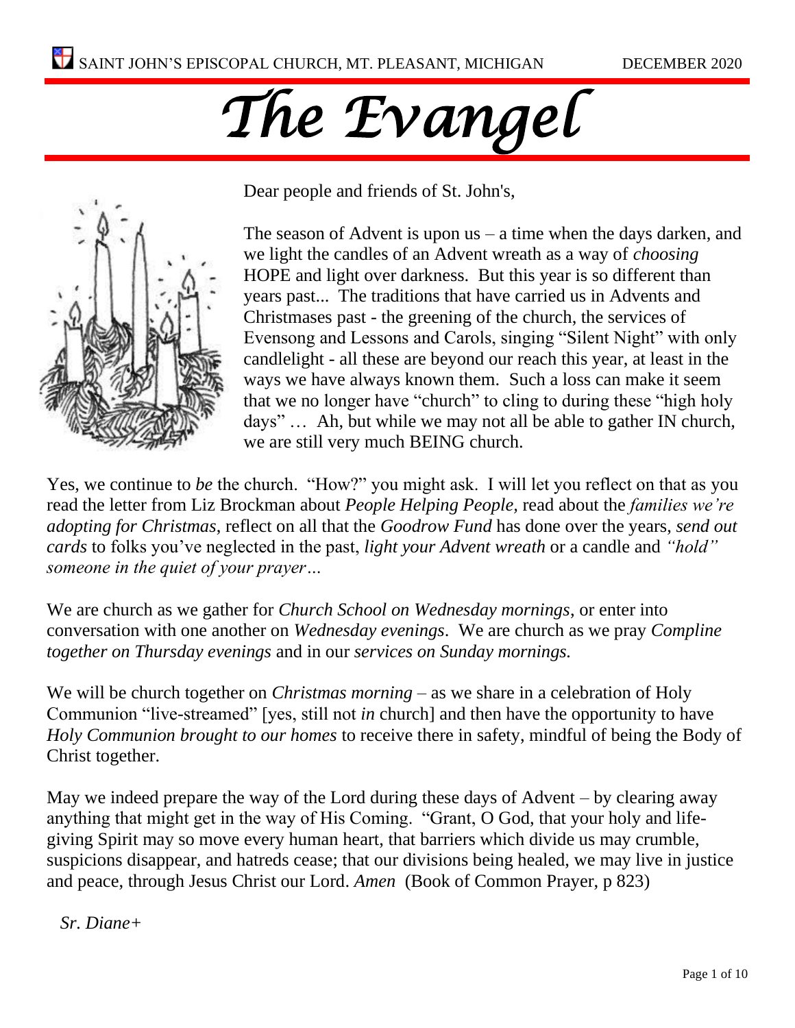SAINT JOHN'S EPISCOPAL CHURCH, MT. PLEASANT, MICHIGAN DECEMBER 2020

# *The Evangel*

Dear people and friends of St. John's,

The season of Advent is upon us – a time when the days darken, and we light the candles of an Advent wreath as a way of *choosing* HOPE and light over darkness. But this year is so different than years past... The traditions that have carried us in Advents and Christmases past - the greening of the church, the services of Evensong and Lessons and Carols, singing "Silent Night" with only candlelight - all these are beyond our reach this year, at least in the ways we have always known them. Such a loss can make it seem that we no longer have "church" to cling to during these "high holy days" … Ah, but while we may not all be able to gather IN church, we are still very much BEING church.

Yes, we continue to *be* the church. "How?" you might ask. I will let you reflect on that as you read the letter from Liz Brockman about *People Helping People,* read about the *families we're adopting for Christmas*, reflect on all that the *Goodrow Fund* has done over the years, *send out cards* to folks you've neglected in the past, *light your Advent wreath* or a candle and *"hold" someone in the quiet of your prayer…*

We are church as we gather for *Church School on Wednesday mornings*, or enter into conversation with one another on *Wednesday evenings*. We are church as we pray *Compline together on Thursday evenings* and in our *services on Sunday mornings.*

We will be church together on *Christmas morning* – as we share in a celebration of Holy Communion "live-streamed" [yes, still not *in* church] and then have the opportunity to have *Holy Communion brought to our homes* to receive there in safety, mindful of being the Body of Christ together.

May we indeed prepare the way of the Lord during these days of Advent – by clearing away anything that might get in the way of His Coming. "Grant, O God, that your holy and life-giving Spirit may so move every human heart, that barriers which divide us may crumble, suspicions disappear, and hatreds cease; that our divisions being healed, we may live in justice and peace, through Jesus Christ our Lord. *Amen* (Book of Common Prayer, p 823)

*Sr. Diane+*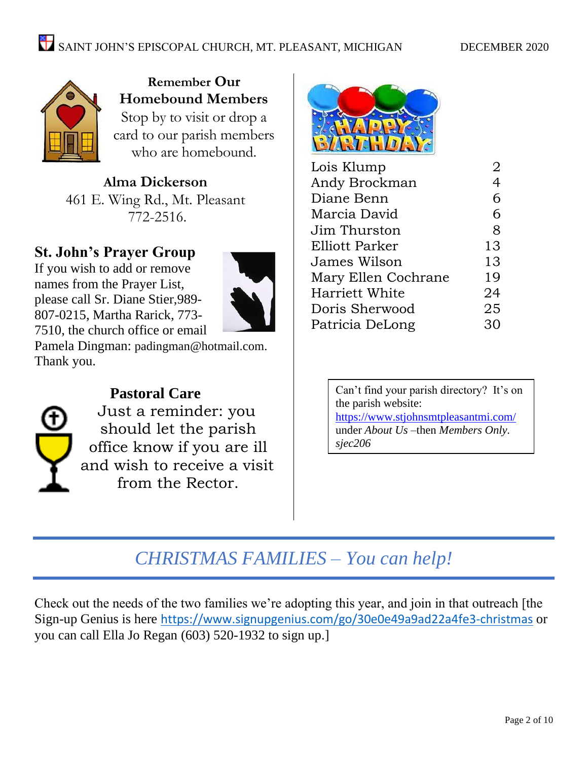## Remember Our Homebound Members

Stop by to visit or drop a card to our parish members who are homebound.

**Alma Dickerson**
461 E. Wing Rd., Mt. Pleasant
772-2516.

## St. John's Prayer Group

If you wish to add or remove names from the Prayer List, please call Sr. Diane Stier,989-807-0215, Martha Rarick, 773-7510, the church office or email Pamela Dingman: padingman@hotmail.com. Thank you.

## Pastoral Care

Just a reminder: you should let the parish office know if you are ill and wish to receive a visit from the Rector.

## Happy Birthday

| Name | Day |
|---|---|
| Lois Klump | 2 |
| Andy Brockman | 4 |
| Diane Benn | 6 |
| Marcia David | 6 |
| Jim Thurston | 8 |
| Elliott Parker | 13 |
| James Wilson | 13 |
| Mary Ellen Cochrane | 19 |
| Harriett White | 24 |
| Doris Sherwood | 25 |
| Patricia DeLong | 30 |

Can't find your parish directory? It's on the parish website: https://www.stjohnsmtpleasantmi.com/ under *About Us* –then *Members Only*. *sjec206*

## *CHRISTMAS FAMILIES – You can help!*

Check out the needs of the two families we're adopting this year, and join in that outreach [the Sign-up Genius is here https://www.signupgenius.com/go/30e0e49a9ad22a4fe3-christmas or you can call Ella Jo Regan (603) 520-1932 to sign up.]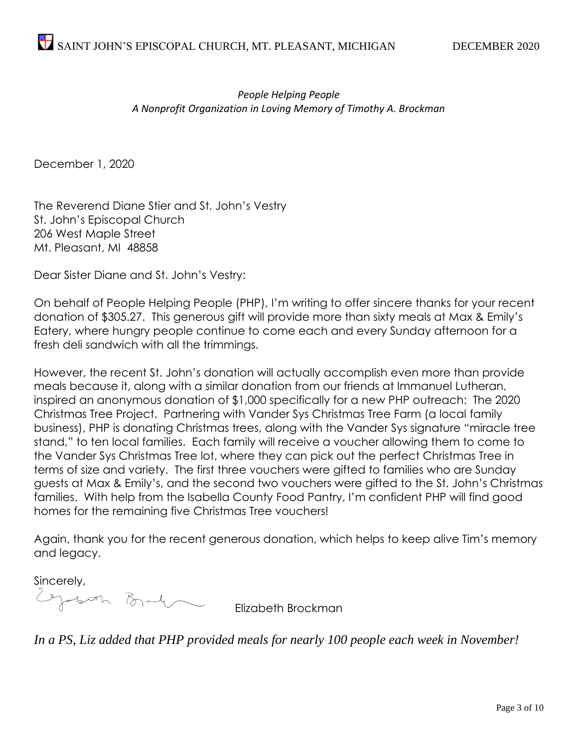*People Helping People*
*A Nonprofit Organization in Loving Memory of Timothy A. Brockman*

December 1, 2020

The Reverend Diane Stier and St. John's Vestry
St. John's Episcopal Church
206 West Maple Street
Mt. Pleasant, MI 48858

Dear Sister Diane and St. John's Vestry:

On behalf of People Helping People (PHP), I'm writing to offer sincere thanks for your recent donation of $305.27. This generous gift will provide more than sixty meals at Max & Emily's Eatery, where hungry people continue to come each and every Sunday afternoon for a fresh deli sandwich with all the trimmings.

However, the recent St. John's donation will actually accomplish even more than provide meals because it, along with a similar donation from our friends at Immanuel Lutheran, inspired an anonymous donation of $1,000 specifically for a new PHP outreach: The 2020 Christmas Tree Project. Partnering with Vander Sys Christmas Tree Farm (a local family business), PHP is donating Christmas trees, along with the Vander Sys signature "miracle tree stand," to ten local families. Each family will receive a voucher allowing them to come to the Vander Sys Christmas Tree lot, where they can pick out the perfect Christmas Tree in terms of size and variety. The first three vouchers were gifted to families who are Sunday guests at Max & Emily's, and the second two vouchers were gifted to the St. John's Christmas families. With help from the Isabella County Food Pantry, I'm confident PHP will find good homes for the remaining five Christmas Tree vouchers!

Again, thank you for the recent generous donation, which helps to keep alive Tim's memory and legacy.

Sincerely,

Elizabeth Brockman

*In a PS, Liz added that PHP provided meals for nearly 100 people each week in November!*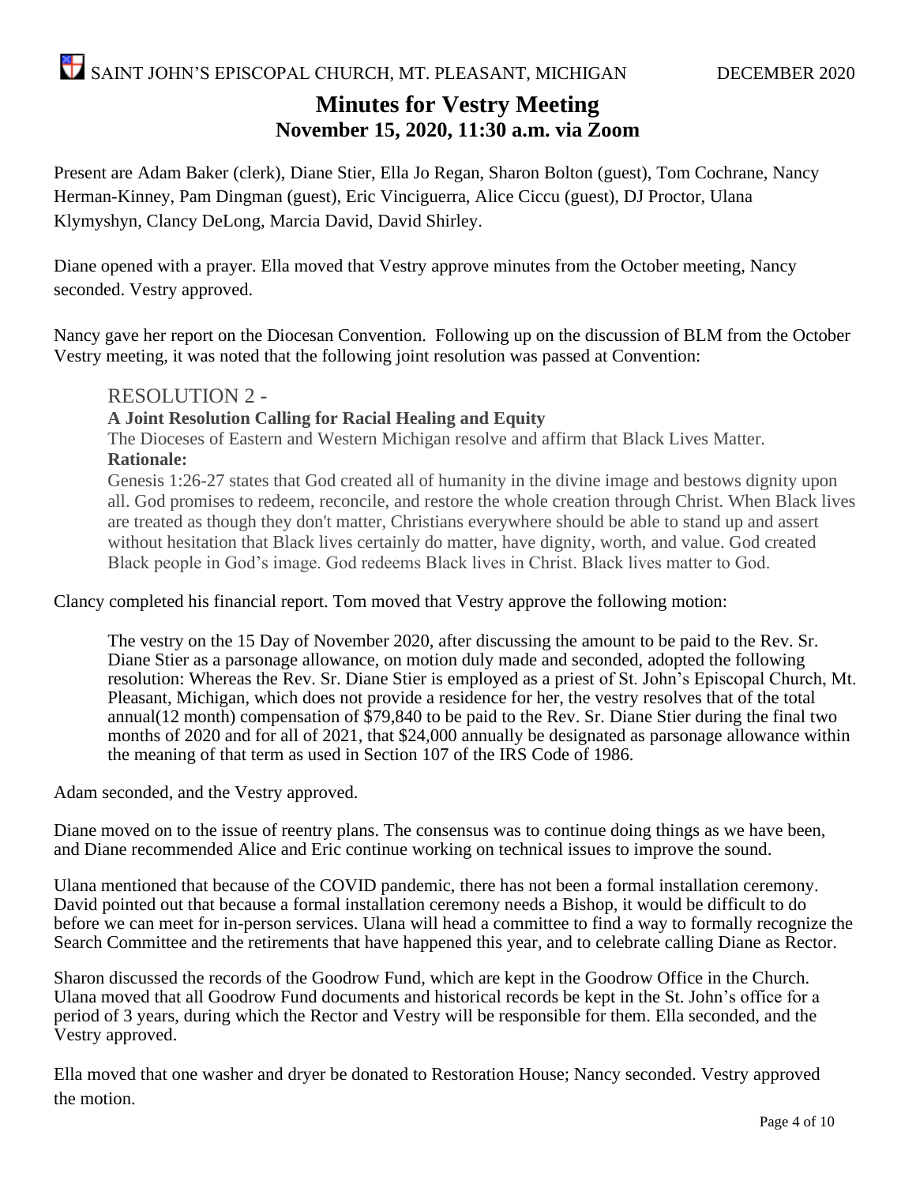# Minutes for Vestry Meeting

## November 15, 2020, 11:30 a.m. via Zoom

Present are Adam Baker (clerk), Diane Stier, Ella Jo Regan, Sharon Bolton (guest), Tom Cochrane, Nancy Herman-Kinney, Pam Dingman (guest), Eric Vinciguerra, Alice Ciccu (guest), DJ Proctor, Ulana Klymyshyn, Clancy DeLong, Marcia David, David Shirley.

Diane opened with a prayer. Ella moved that Vestry approve minutes from the October meeting, Nancy seconded. Vestry approved.

Nancy gave her report on the Diocesan Convention. Following up on the discussion of BLM from the October Vestry meeting, it was noted that the following joint resolution was passed at Convention:

> RESOLUTION 2 -
>
> **A Joint Resolution Calling for Racial Healing and Equity**
>
> The Dioceses of Eastern and Western Michigan resolve and affirm that Black Lives Matter.
>
> **Rationale:**
>
> Genesis 1:26-27 states that God created all of humanity in the divine image and bestows dignity upon all. God promises to redeem, reconcile, and restore the whole creation through Christ. When Black lives are treated as though they don't matter, Christians everywhere should be able to stand up and assert without hesitation that Black lives certainly do matter, have dignity, worth, and value. God created Black people in God's image. God redeems Black lives in Christ. Black lives matter to God.

Clancy completed his financial report. Tom moved that Vestry approve the following motion:

> The vestry on the 15 Day of November 2020, after discussing the amount to be paid to the Rev. Sr. Diane Stier as a parsonage allowance, on motion duly made and seconded, adopted the following resolution: Whereas the Rev. Sr. Diane Stier is employed as a priest of St. John's Episcopal Church, Mt. Pleasant, Michigan, which does not provide a residence for her, the vestry resolves that of the total annual(12 month) compensation of $79,840 to be paid to the Rev. Sr. Diane Stier during the final two months of 2020 and for all of 2021, that $24,000 annually be designated as parsonage allowance within the meaning of that term as used in Section 107 of the IRS Code of 1986.

Adam seconded, and the Vestry approved.

Diane moved on to the issue of reentry plans. The consensus was to continue doing things as we have been, and Diane recommended Alice and Eric continue working on technical issues to improve the sound.

Ulana mentioned that because of the COVID pandemic, there has not been a formal installation ceremony. David pointed out that because a formal installation ceremony needs a Bishop, it would be difficult to do before we can meet for in-person services. Ulana will head a committee to find a way to formally recognize the Search Committee and the retirements that have happened this year, and to celebrate calling Diane as Rector.

Sharon discussed the records of the Goodrow Fund, which are kept in the Goodrow Office in the Church. Ulana moved that all Goodrow Fund documents and historical records be kept in the St. John's office for a period of 3 years, during which the Rector and Vestry will be responsible for them. Ella seconded, and the Vestry approved.

Ella moved that one washer and dryer be donated to Restoration House; Nancy seconded. Vestry approved the motion.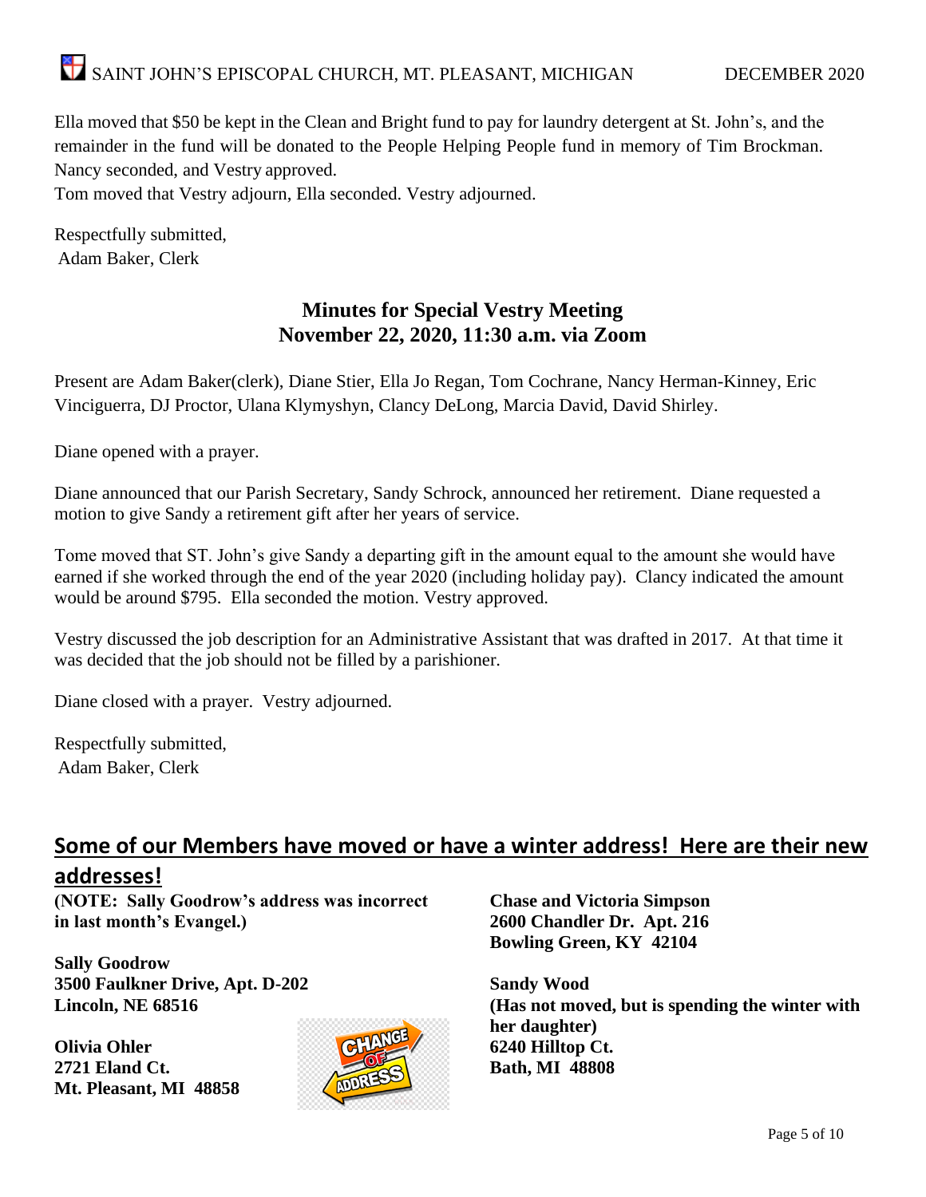Ella moved that $50 be kept in the Clean and Bright fund to pay for laundry detergent at St. John's, and the remainder in the fund will be donated to the People Helping People fund in memory of Tim Brockman. Nancy seconded, and Vestry approved.

Tom moved that Vestry adjourn, Ella seconded. Vestry adjourned.

Respectfully submitted,
Adam Baker, Clerk

## Minutes for Special Vestry Meeting
## November 22, 2020, 11:30 a.m. via Zoom

Present are Adam Baker(clerk), Diane Stier, Ella Jo Regan, Tom Cochrane, Nancy Herman-Kinney, Eric Vinciguerra, DJ Proctor, Ulana Klymyshyn, Clancy DeLong, Marcia David, David Shirley.

Diane opened with a prayer.

Diane announced that our Parish Secretary, Sandy Schrock, announced her retirement. Diane requested a motion to give Sandy a retirement gift after her years of service.

Tome moved that ST. John's give Sandy a departing gift in the amount equal to the amount she would have earned if she worked through the end of the year 2020 (including holiday pay). Clancy indicated the amount would be around $795. Ella seconded the motion. Vestry approved.

Vestry discussed the job description for an Administrative Assistant that was drafted in 2017. At that time it was decided that the job should not be filled by a parishioner.

Diane closed with a prayer. Vestry adjourned.

Respectfully submitted,
Adam Baker, Clerk

## Some of our Members have moved or have a winter address! Here are their new addresses!

**(NOTE: Sally Goodrow's address was incorrect in last month's Evangel.)**

**Sally Goodrow**
**3500 Faulkner Drive, Apt. D-202**
**Lincoln, NE 68516**

**Olivia Ohler**
**2721 Eland Ct.**
**Mt. Pleasant, MI 48858**

**Chase and Victoria Simpson**
**2600 Chandler Dr. Apt. 216**
**Bowling Green, KY 42104**

**Sandy Wood**
**(Has not moved, but is spending the winter with her daughter)**
**6240 Hilltop Ct.**
**Bath, MI 48808**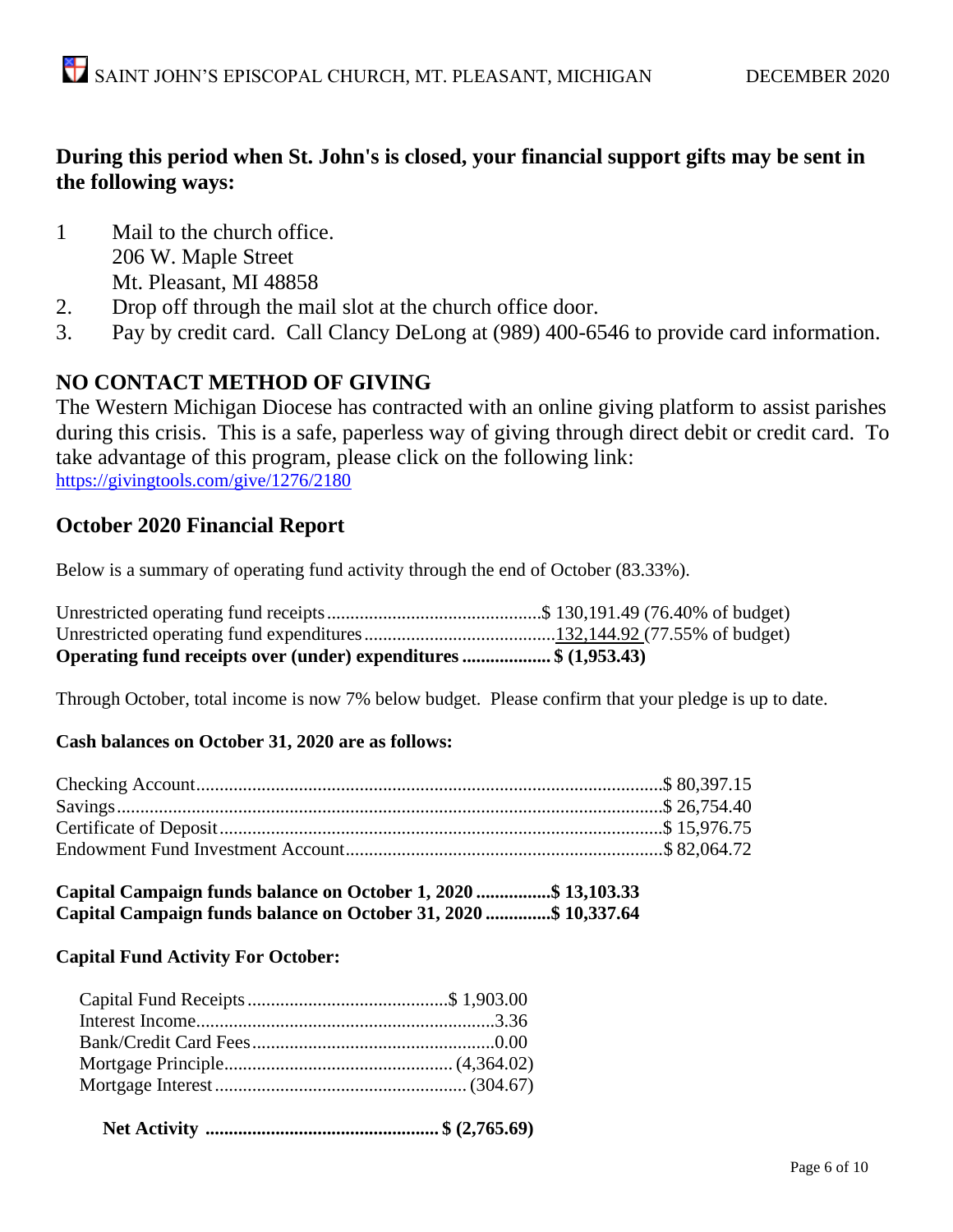**During this period when St. John's is closed, your financial support gifts may be sent in the following ways:**

1. Mail to the church office.
   206 W. Maple Street
   Mt. Pleasant, MI 48858
2. Drop off through the mail slot at the church office door.
3. Pay by credit card. Call Clancy DeLong at (989) 400-6546 to provide card information.

## NO CONTACT METHOD OF GIVING

The Western Michigan Diocese has contracted with an online giving platform to assist parishes during this crisis. This is a safe, paperless way of giving through direct debit or credit card. To take advantage of this program, please click on the following link:
https://givingtools.com/give/1276/2180

## October 2020 Financial Report

Below is a summary of operating fund activity through the end of October (83.33%).

| | | |
|---|---|---|
| Unrestricted operating fund receipts | $ 130,191.49 | (76.40% of budget) |
| Unrestricted operating fund expenditures | 132,144.92 | (77.55% of budget) |
| **Operating fund receipts over (under) expenditures** | **$ (1,953.43)** | |

Through October, total income is now 7% below budget. Please confirm that your pledge is up to date.

**Cash balances on October 31, 2020 are as follows:**

| | |
|---|---|
| Checking Account | $ 80,397.15 |
| Savings | $ 26,754.40 |
| Certificate of Deposit | $ 15,976.75 |
| Endowment Fund Investment Account | $ 82,064.72 |

**Capital Campaign funds balance on October 1, 2020 ................$ 13,103.33**
**Capital Campaign funds balance on October 31, 2020 .............$ 10,337.64**

**Capital Fund Activity For October:**

| | |
|---|---|
| Capital Fund Receipts | $ 1,903.00 |
| Interest Income | 3.36 |
| Bank/Credit Card Fees | 0.00 |
| Mortgage Principle | (4,364.02) |
| Mortgage Interest | (304.67) |
| **Net Activity** | **$ (2,765.69)** |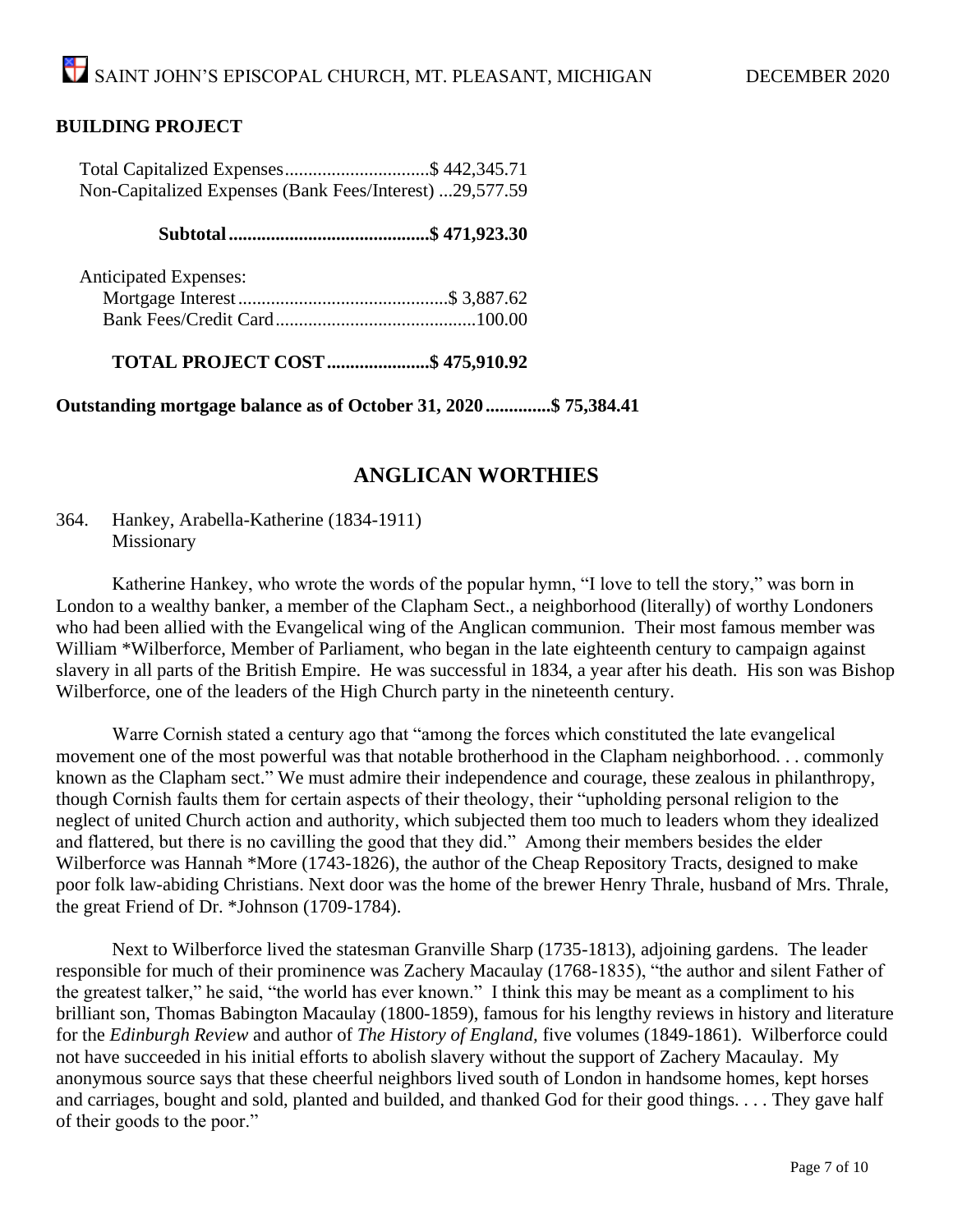## BUILDING PROJECT

Total Capitalized Expenses...............................$ 442,345.71
Non-Capitalized Expenses (Bank Fees/Interest) ...29,577.59

**Subtotal...........................................$ 471,923.30**

Anticipated Expenses:
Mortgage Interest.............................................$ 3,887.62
Bank Fees/Credit Card...........................................100.00

**TOTAL PROJECT COST......................$ 475,910.92**

**Outstanding mortgage balance as of October 31, 2020..............$ 75,384.41**

## ANGLICAN WORTHIES

364. Hankey, Arabella-Katherine (1834-1911)
Missionary

Katherine Hankey, who wrote the words of the popular hymn, "I love to tell the story," was born in London to a wealthy banker, a member of the Clapham Sect., a neighborhood (literally) of worthy Londoners who had been allied with the Evangelical wing of the Anglican communion. Their most famous member was William *Wilberforce, Member of Parliament, who began in the late eighteenth century to campaign against slavery in all parts of the British Empire. He was successful in 1834, a year after his death. His son was Bishop Wilberforce, one of the leaders of the High Church party in the nineteenth century.

Warre Cornish stated a century ago that "among the forces which constituted the late evangelical movement one of the most powerful was that notable brotherhood in the Clapham neighborhood. . . commonly known as the Clapham sect." We must admire their independence and courage, these zealous in philanthropy, though Cornish faults them for certain aspects of their theology, their "upholding personal religion to the neglect of united Church action and authority, which subjected them too much to leaders whom they idealized and flattered, but there is no cavilling the good that they did." Among their members besides the elder Wilberforce was Hannah *More (1743-1826), the author of the Cheap Repository Tracts, designed to make poor folk law-abiding Christians. Next door was the home of the brewer Henry Thrale, husband of Mrs. Thrale, the great Friend of Dr. *Johnson (1709-1784).

Next to Wilberforce lived the statesman Granville Sharp (1735-1813), adjoining gardens. The leader responsible for much of their prominence was Zachery Macaulay (1768-1835), "the author and silent Father of the greatest talker," he said, "the world has ever known." I think this may be meant as a compliment to his brilliant son, Thomas Babington Macaulay (1800-1859), famous for his lengthy reviews in history and literature for the *Edinburgh Review* and author of *The History of England*, five volumes (1849-1861). Wilberforce could not have succeeded in his initial efforts to abolish slavery without the support of Zachery Macaulay. My anonymous source says that these cheerful neighbors lived south of London in handsome homes, kept horses and carriages, bought and sold, planted and builded, and thanked God for their good things. . . . They gave half of their goods to the poor."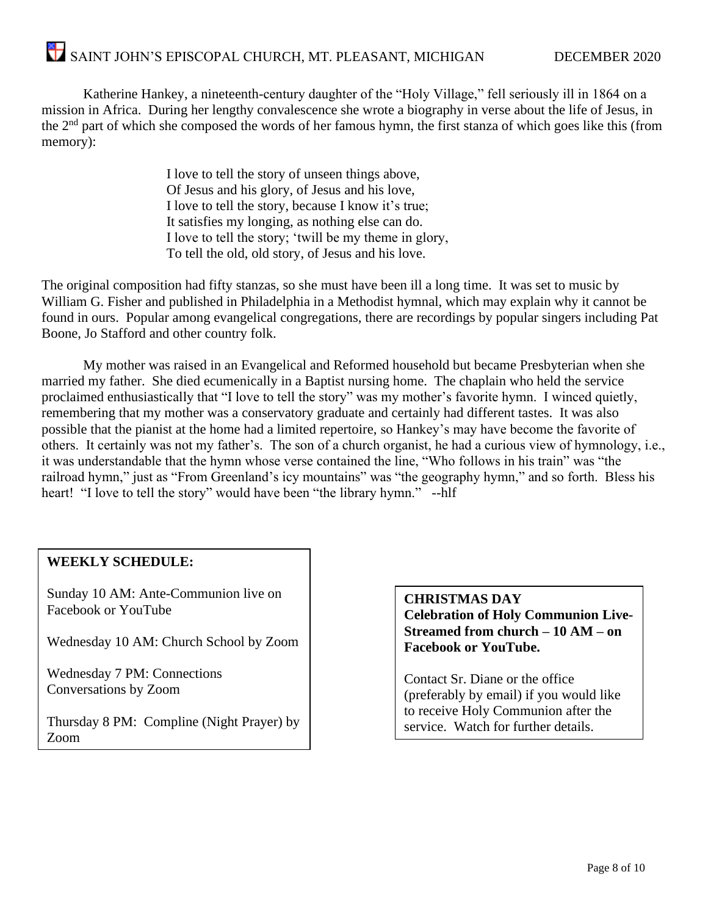Katherine Hankey, a nineteenth-century daughter of the "Holy Village," fell seriously ill in 1864 on a mission in Africa. During her lengthy convalescence she wrote a biography in verse about the life of Jesus, in the 2nd part of which she composed the words of her famous hymn, the first stanza of which goes like this (from memory):

> I love to tell the story of unseen things above,
> Of Jesus and his glory, of Jesus and his love,
> I love to tell the story, because I know it's true;
> It satisfies my longing, as nothing else can do.
> I love to tell the story; 'twill be my theme in glory,
> To tell the old, old story, of Jesus and his love.

The original composition had fifty stanzas, so she must have been ill a long time. It was set to music by William G. Fisher and published in Philadelphia in a Methodist hymnal, which may explain why it cannot be found in ours. Popular among evangelical congregations, there are recordings by popular singers including Pat Boone, Jo Stafford and other country folk.

My mother was raised in an Evangelical and Reformed household but became Presbyterian when she married my father. She died ecumenically in a Baptist nursing home. The chaplain who held the service proclaimed enthusiastically that "I love to tell the story" was my mother's favorite hymn. I winced quietly, remembering that my mother was a conservatory graduate and certainly had different tastes. It was also possible that the pianist at the home had a limited repertoire, so Hankey's may have become the favorite of others. It certainly was not my father's. The son of a church organist, he had a curious view of hymnology, i.e., it was understandable that the hymn whose verse contained the line, "Who follows in his train" was "the railroad hymn," just as "From Greenland's icy mountains" was "the geography hymn," and so forth. Bless his heart! "I love to tell the story" would have been "the library hymn." --hlf

**WEEKLY SCHEDULE:**

Sunday 10 AM: Ante-Communion live on Facebook or YouTube

Wednesday 10 AM: Church School by Zoom

Wednesday 7 PM: Connections Conversations by Zoom

Thursday 8 PM: Compline (Night Prayer) by Zoom

**CHRISTMAS DAY**
**Celebration of Holy Communion Live-Streamed from church – 10 AM – on Facebook or YouTube.**

Contact Sr. Diane or the office (preferably by email) if you would like to receive Holy Communion after the service. Watch for further details.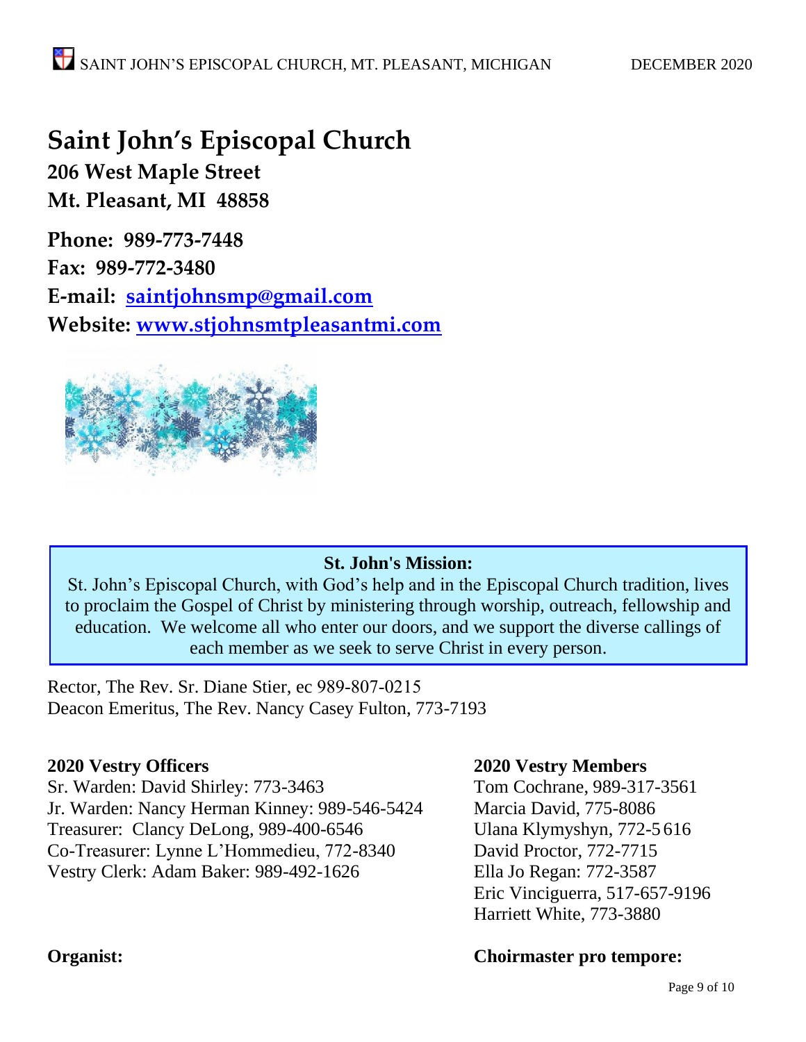# Saint John's Episcopal Church

**206 West Maple Street**
**Mt. Pleasant, MI 48858**

**Phone: 989-773-7448**
**Fax: 989-772-3480**
**E-mail: saintjohnsmp@gmail.com**
**Website: www.stjohnsmtpleasantmi.com**

**St. John's Mission:**

St. John's Episcopal Church, with God's help and in the Episcopal Church tradition, lives to proclaim the Gospel of Christ by ministering through worship, outreach, fellowship and education. We welcome all who enter our doors, and we support the diverse callings of each member as we seek to serve Christ in every person.

Rector, The Rev. Sr. Diane Stier, ec 989-807-0215
Deacon Emeritus, The Rev. Nancy Casey Fulton, 773-7193

**2020 Vestry Officers**

Sr. Warden: David Shirley: 773-3463
Jr. Warden: Nancy Herman Kinney: 989-546-5424
Treasurer: Clancy DeLong, 989-400-6546
Co-Treasurer: Lynne L'Hommedieu, 772-8340
Vestry Clerk: Adam Baker: 989-492-1626

**2020 Vestry Members**

Tom Cochrane, 989-317-3561
Marcia David, 775-8086
Ulana Klymyshyn, 772-5 616
David Proctor, 772-7715
Ella Jo Regan: 772-3587
Eric Vinciguerra, 517-657-9196
Harriett White, 773-3880

**Organist:**

**Choirmaster pro tempore:**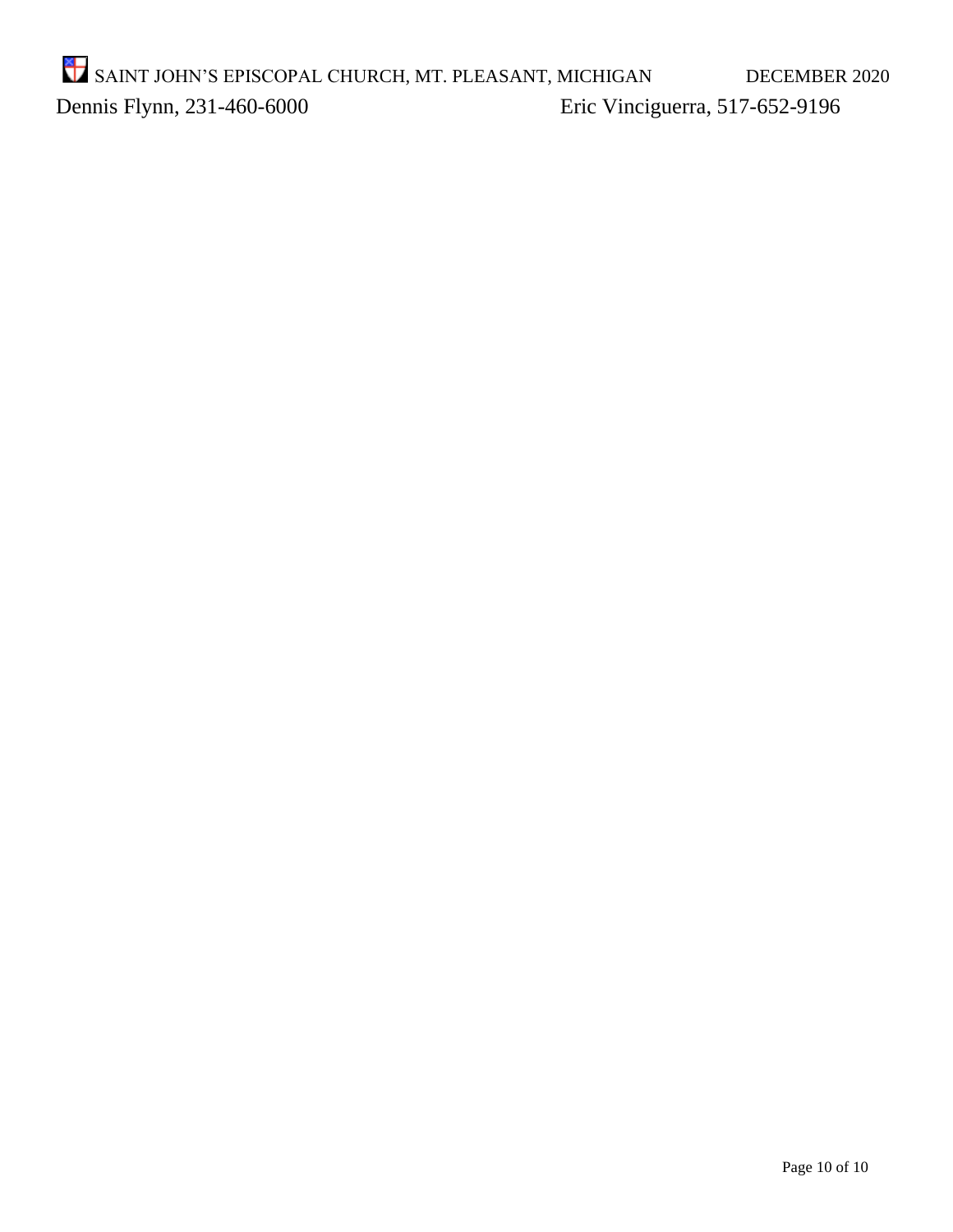Dennis Flynn, 231-460-6000 Eric Vinciguerra, 517-652-9196